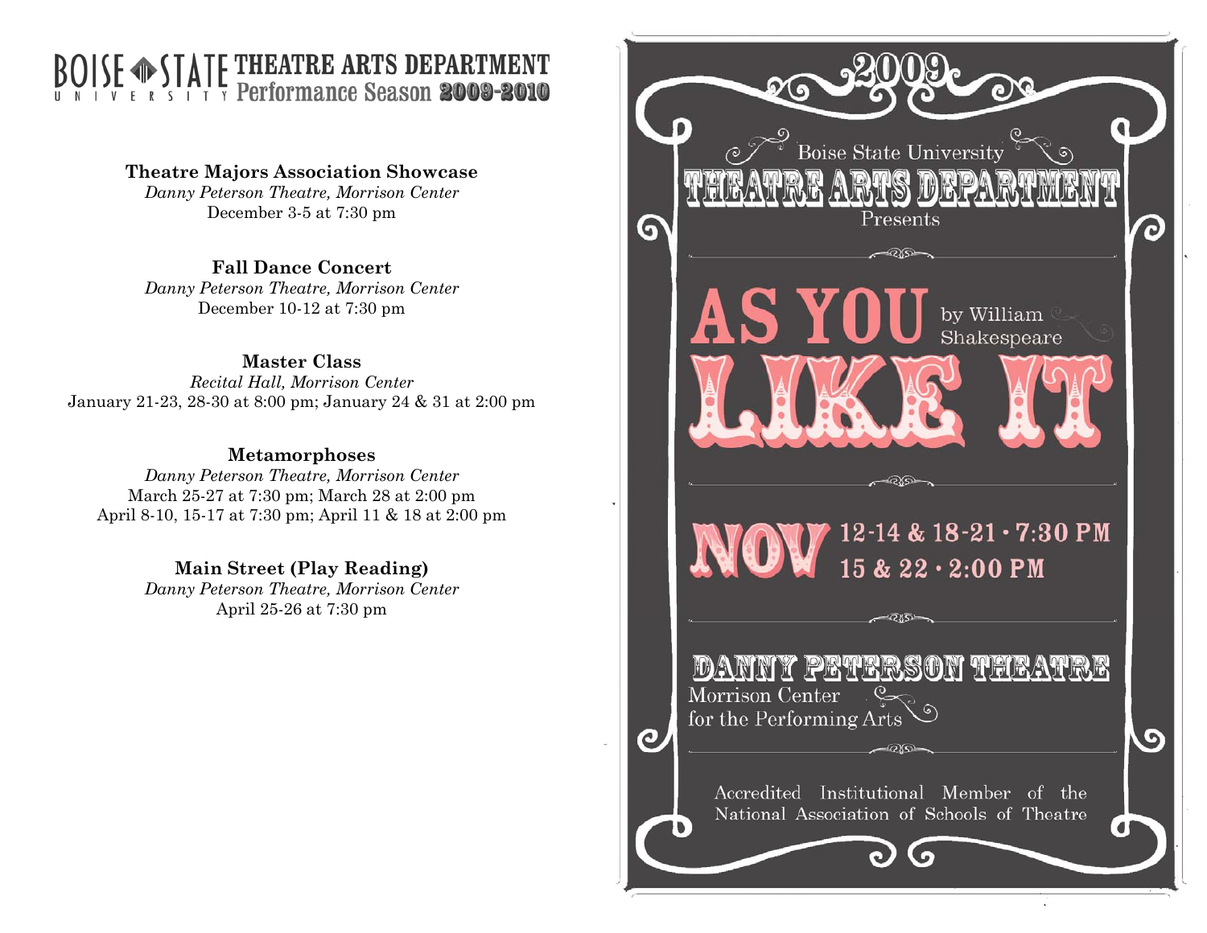# BOISE STATE UNIVERSITY THEATRE ARTS DEPARTMENT
## Performance Season 2009-2010

**Theatre Majors Association Showcase**
*Danny Peterson Theatre, Morrison Center*
December 3-5 at 7:30 pm

**Fall Dance Concert**
*Danny Peterson Theatre, Morrison Center*
December 10-12 at 7:30 pm

**Master Class**
*Recital Hall, Morrison Center*
January 21-23, 28-30 at 8:00 pm; January 24 & 31 at 2:00 pm

**Metamorphoses**
*Danny Peterson Theatre, Morrison Center*
March 25-27 at 7:30 pm; March 28 at 2:00 pm
April 8-10, 15-17 at 7:30 pm; April 11 & 18 at 2:00 pm

**Main Street (Play Reading)**
*Danny Peterson Theatre, Morrison Center*
April 25-26 at 7:30 pm

2009

Boise State University

THEATRE ARTS DEPARTMENT

Presents

# AS YOU LIKE IT

by William Shakespeare

NOV 12-14 & 18-21 · 7:30 PM
15 & 22 · 2:00 PM

DANNY PETERSON THEATRE
Morrison Center
for the Performing Arts

Accredited Institutional Member of the National Association of Schools of Theatre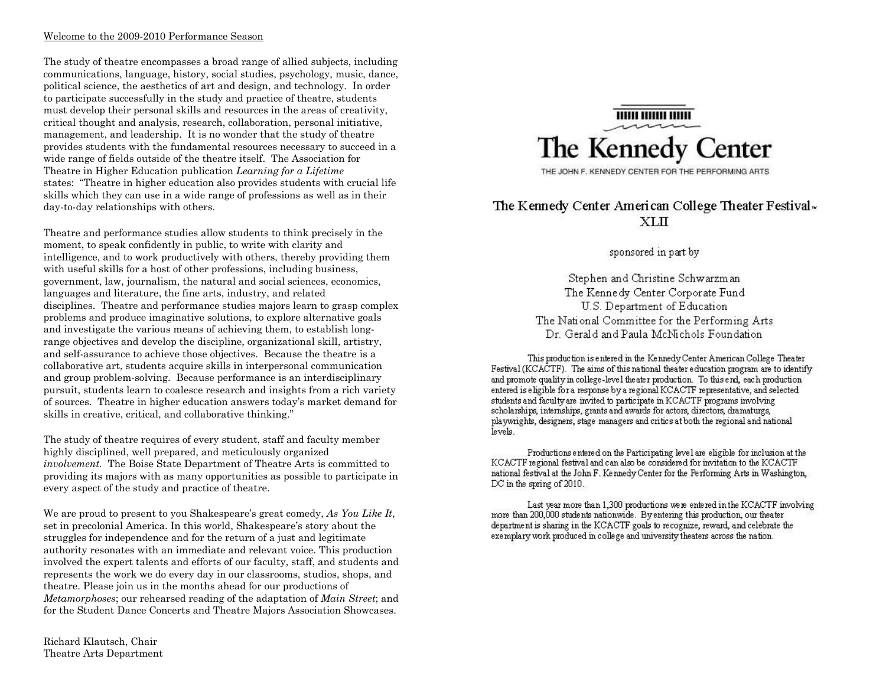Welcome to the 2009-2010 Performance Season

The study of theatre encompasses a broad range of allied subjects, including communications, language, history, social studies, psychology, music, dance, political science, the aesthetics of art and design, and technology. In order to participate successfully in the study and practice of theatre, students must develop their personal skills and resources in the areas of creativity, critical thought and analysis, research, collaboration, personal initiative, management, and leadership. It is no wonder that the study of theatre provides students with the fundamental resources necessary to succeed in a wide range of fields outside of the theatre itself. The Association for Theatre in Higher Education publication *Learning for a Lifetime* states: "Theatre in higher education also provides students with crucial life skills which they can use in a wide range of professions as well as in their day-to-day relationships with others.

Theatre and performance studies allow students to think precisely in the moment, to speak confidently in public, to write with clarity and intelligence, and to work productively with others, thereby providing them with useful skills for a host of other professions, including business, government, law, journalism, the natural and social sciences, economics, languages and literature, the fine arts, industry, and related disciplines. Theatre and performance studies majors learn to grasp complex problems and produce imaginative solutions, to explore alternative goals and investigate the various means of achieving them, to establish long-range objectives and develop the discipline, organizational skill, artistry, and self-assurance to achieve those objectives. Because the theatre is a collaborative art, students acquire skills in interpersonal communication and group problem-solving. Because performance is an interdisciplinary pursuit, students learn to coalesce research and insights from a rich variety of sources. Theatre in higher education answers today's market demand for skills in creative, critical, and collaborative thinking."

The study of theatre requires of every student, staff and faculty member highly disciplined, well prepared, and meticulously organized *involvement*. The Boise State Department of Theatre Arts is committed to providing its majors with as many opportunities as possible to participate in every aspect of the study and practice of theatre.

We are proud to present to you Shakespeare's great comedy, *As You Like It*, set in precolonial America. In this world, Shakespeare's story about the struggles for independence and for the return of a just and legitimate authority resonates with an immediate and relevant voice. This production involved the expert talents and efforts of our faculty, staff, and students and represents the work we do every day in our classrooms, studios, shops, and theatre. Please join us in the months ahead for our productions of *Metamorphoses*; our rehearsed reading of the adaptation of *Main Street*; and for the Student Dance Concerts and Theatre Majors Association Showcases.

Richard Klautsch, Chair
Theatre Arts Department

# The Kennedy Center

THE JOHN F. KENNEDY CENTER FOR THE PERFORMING ARTS

## The Kennedy Center American College Theater Festival™ XLII

sponsored in part by

Stephen and Christine Schwarzman
The Kennedy Center Corporate Fund
U.S. Department of Education
The National Committee for the Performing Arts
Dr. Gerald and Paula McNichols Foundation

This production is entered in the Kennedy Center American College Theater Festival (KCACTF). The aims of this national theater education program are to identify and promote quality in college-level theater production. To this end, each production entered is eligible for a response by a regional KCACTF representative, and selected students and faculty are invited to participate in KCACTF programs involving scholarships, internships, grants and awards for actors, directors, dramaturgs, playwrights, designers, stage managers and critics at both the regional and national levels.

Productions entered on the Participating level are eligible for inclusion at the KCACTF regional festival and can also be considered for invitation to the KCACTF national festival at the John F. Kennedy Center for the Performing Arts in Washington, DC in the spring of 2010.

Last year more than 1,300 productions were entered in the KCACTF involving more than 200,000 students nationwide. By entering this production, our theater department is sharing in the KCACTF goals to recognize, reward, and celebrate the exemplary work produced in college and university theaters across the nation.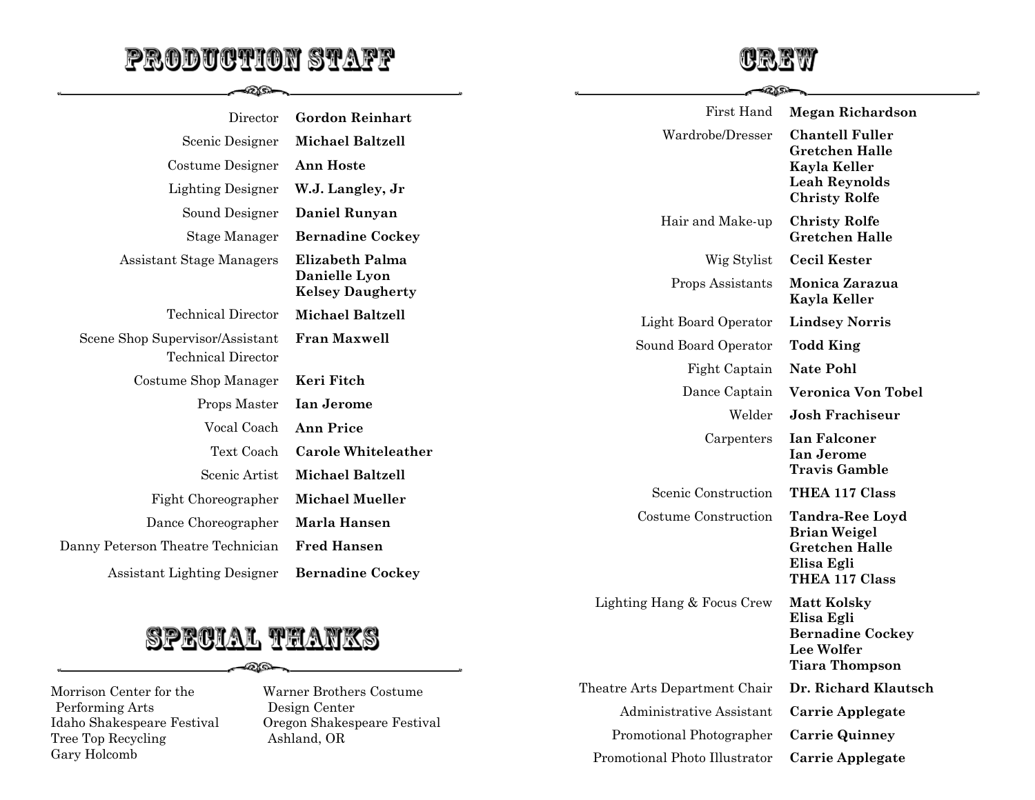# PRODUCTION STAFF

| Role | Name |
|---|---|
| Director | **Gordon Reinhart** |
| Scenic Designer | **Michael Baltzell** |
| Costume Designer | **Ann Hoste** |
| Lighting Designer | **W.J. Langley, Jr** |
| Sound Designer | **Daniel Runyan** |
| Stage Manager | **Bernadine Cockey** |
| Assistant Stage Managers | **Elizabeth Palma**<br>**Danielle Lyon**<br>**Kelsey Daugherty** |
| Technical Director | **Michael Baltzell** |
| Scene Shop Supervisor/Assistant Technical Director | **Fran Maxwell** |
| Costume Shop Manager | **Keri Fitch** |
| Props Master | **Ian Jerome** |
| Vocal Coach | **Ann Price** |
| Text Coach | **Carole Whiteleather** |
| Scenic Artist | **Michael Baltzell** |
| Fight Choreographer | **Michael Mueller** |
| Dance Choreographer | **Marla Hansen** |
| Danny Peterson Theatre Technician | **Fred Hansen** |
| Assistant Lighting Designer | **Bernadine Cockey** |

# SPECIAL THANKS

Morrison Center for the Performing Arts
Idaho Shakespeare Festival
Tree Top Recycling
Gary Holcomb
Warner Brothers Costume Design Center
Oregon Shakespeare Festival Ashland, OR

# CREW

| Role | Name |
|---|---|
| First Hand | **Megan Richardson** |
| Wardrobe/Dresser | **Chantell Fuller**<br>**Gretchen Halle**<br>**Kayla Keller**<br>**Leah Reynolds**<br>**Christy Rolfe** |
| Hair and Make-up | **Christy Rolfe**<br>**Gretchen Halle** |
| Wig Stylist | **Cecil Kester** |
| Props Assistants | **Monica Zarazua**<br>**Kayla Keller** |
| Light Board Operator | **Lindsey Norris** |
| Sound Board Operator | **Todd King** |
| Fight Captain | **Nate Pohl** |
| Dance Captain | **Veronica Von Tobel** |
| Welder | **Josh Frachiseur** |
| Carpenters | **Ian Falconer**<br>**Ian Jerome**<br>**Travis Gamble** |
| Scenic Construction | **THEA 117 Class** |
| Costume Construction | **Tandra-Ree Loyd**<br>**Brian Weigel**<br>**Gretchen Halle**<br>**Elisa Egli**<br>**THEA 117 Class** |
| Lighting Hang & Focus Crew | **Matt Kolsky**<br>**Elisa Egli**<br>**Bernadine Cockey**<br>**Lee Wolfer**<br>**Tiara Thompson** |
| Theatre Arts Department Chair | **Dr. Richard Klautsch** |
| Administrative Assistant | **Carrie Applegate** |
| Promotional Photographer | **Carrie Quinney** |
| Promotional Photo Illustrator | **Carrie Applegate** |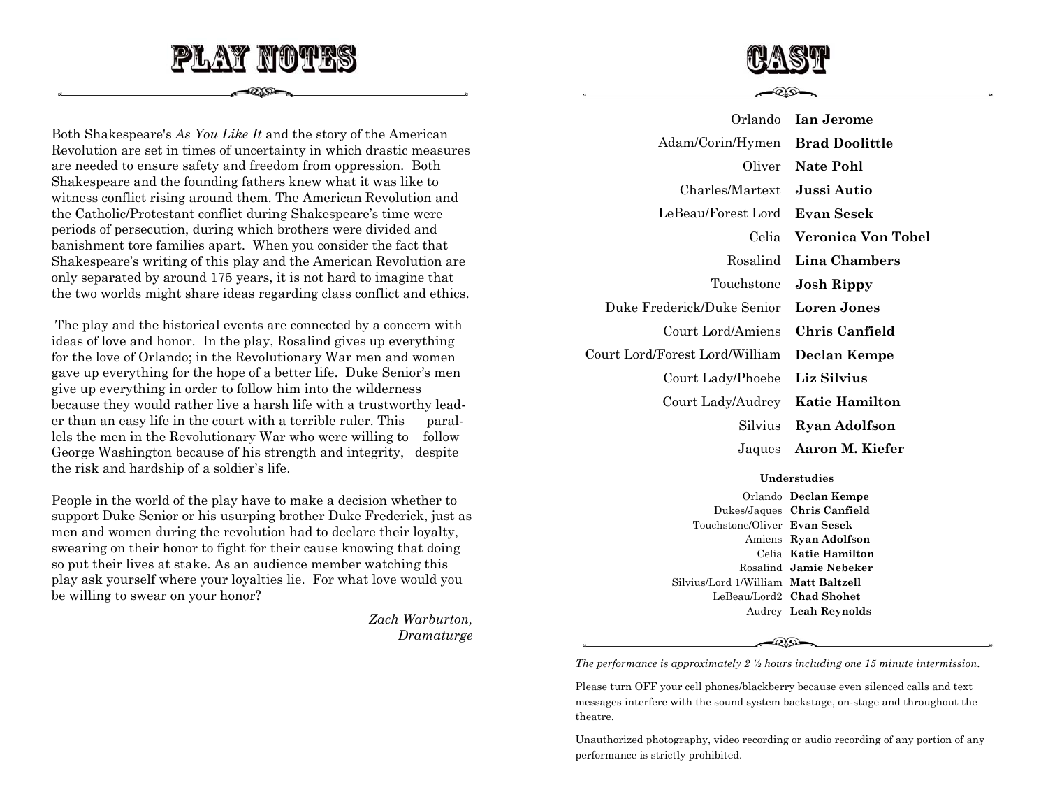# PLAY NOTES

Both Shakespeare's *As You Like It* and the story of the American Revolution are set in times of uncertainty in which drastic measures are needed to ensure safety and freedom from oppression. Both Shakespeare and the founding fathers knew what it was like to witness conflict rising around them. The American Revolution and the Catholic/Protestant conflict during Shakespeare's time were periods of persecution, during which brothers were divided and banishment tore families apart. When you consider the fact that Shakespeare's writing of this play and the American Revolution are only separated by around 175 years, it is not hard to imagine that the two worlds might share ideas regarding class conflict and ethics.

The play and the historical events are connected by a concern with ideas of love and honor. In the play, Rosalind gives up everything for the love of Orlando; in the Revolutionary War men and women gave up everything for the hope of a better life. Duke Senior's men give up everything in order to follow him into the wilderness because they would rather live a harsh life with a trustworthy leader than an easy life in the court with a terrible ruler. This parallels the men in the Revolutionary War who were willing to follow George Washington because of his strength and integrity, despite the risk and hardship of a soldier's life.

People in the world of the play have to make a decision whether to support Duke Senior or his usurping brother Duke Frederick, just as men and women during the revolution had to declare their loyalty, swearing on their honor to fight for their cause knowing that doing so put their lives at stake. As an audience member watching this play ask yourself where your loyalties lie. For what love would you be willing to swear on your honor?

*Zach Warburton,*
*Dramaturge*

# CAST

| | |
|---|---|
| Orlando | **Ian Jerome** |
| Adam/Corin/Hymen | **Brad Doolittle** |
| Oliver | **Nate Pohl** |
| Charles/Martext | **Jussi Autio** |
| LeBeau/Forest Lord | **Evan Sesek** |
| Celia | **Veronica Von Tobel** |
| Rosalind | **Lina Chambers** |
| Touchstone | **Josh Rippy** |
| Duke Frederick/Duke Senior | **Loren Jones** |
| Court Lord/Amiens | **Chris Canfield** |
| Court Lord/Forest Lord/William | **Declan Kempe** |
| Court Lady/Phoebe | **Liz Silvius** |
| Court Lady/Audrey | **Katie Hamilton** |
| Silvius | **Ryan Adolfson** |
| Jaques | **Aaron M. Kiefer** |

**Understudies**

| | |
|---|---|
| Orlando | **Declan Kempe** |
| Dukes/Jaques | **Chris Canfield** |
| Touchstone/Oliver | **Evan Sesek** |
| Amiens | **Ryan Adolfson** |
| Celia | **Katie Hamilton** |
| Rosalind | **Jamie Nebeker** |
| Silvius/Lord 1/William | **Matt Baltzell** |
| LeBeau/Lord2 | **Chad Shohet** |
| Audrey | **Leah Reynolds** |

*The performance is approximately 2 ½ hours including one 15 minute intermission.*

Please turn OFF your cell phones/blackberry because even silenced calls and text messages interfere with the sound system backstage, on-stage and throughout the theatre.

Unauthorized photography, video recording or audio recording of any portion of any performance is strictly prohibited.